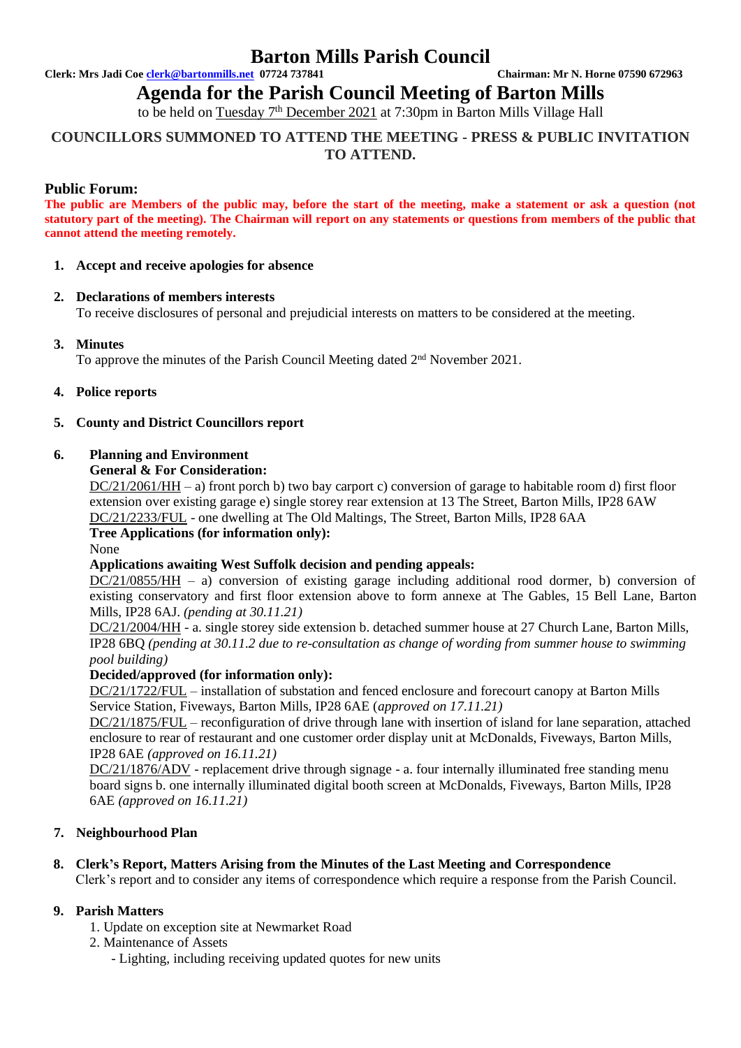# Barton Mills Parish Council

**Clerk: Mrs Jadi Coe clerk@bartonmills.net 07724 737841** **Chairman: Mr N. Horne 07590 672963**

## Agenda for the Parish Council Meeting of Barton Mills

to be held on Tuesday 7th December 2021 at 7:30pm in Barton Mills Village Hall

**COUNCILLORS SUMMONED TO ATTEND THE MEETING - PRESS & PUBLIC INVITATION TO ATTEND.**

### Public Forum:

**The public are Members of the public may, before the start of the meeting, make a statement or ask a question (not statutory part of the meeting). The Chairman will report on any statements or questions from members of the public that cannot attend the meeting remotely.**

1. **Accept and receive apologies for absence**

2. **Declarations of members interests**
   To receive disclosures of personal and prejudicial interests on matters to be considered at the meeting.

3. **Minutes**
   To approve the minutes of the Parish Council Meeting dated 2nd November 2021.

4. **Police reports**

5. **County and District Councillors report**

6. **Planning and Environment**
   **General & For Consideration:**
   DC/21/2061/HH – a) front porch b) two bay carport c) conversion of garage to habitable room d) first floor extension over existing garage e) single storey rear extension at 13 The Street, Barton Mills, IP28 6AW
   DC/21/2233/FUL - one dwelling at The Old Maltings, The Street, Barton Mills, IP28 6AA
   **Tree Applications (for information only):**
   None
   **Applications awaiting West Suffolk decision and pending appeals:**
   DC/21/0855/HH – a) conversion of existing garage including additional rood dormer, b) conversion of existing conservatory and first floor extension above to form annexe at The Gables, 15 Bell Lane, Barton Mills, IP28 6AJ. *(pending at 30.11.21)*
   DC/21/2004/HH - a. single storey side extension b. detached summer house at 27 Church Lane, Barton Mills, IP28 6BQ *(pending at 30.11.2 due to re-consultation as change of wording from summer house to swimming pool building)*
   **Decided/approved (for information only):**
   DC/21/1722/FUL – installation of substation and fenced enclosure and forecourt canopy at Barton Mills Service Station, Fiveways, Barton Mills, IP28 6AE (*approved on 17.11.21)*
   DC/21/1875/FUL – reconfiguration of drive through lane with insertion of island for lane separation, attached enclosure to rear of restaurant and one customer order display unit at McDonalds, Fiveways, Barton Mills, IP28 6AE *(approved on 16.11.21)*
   DC/21/1876/ADV - replacement drive through signage - a. four internally illuminated free standing menu board signs b. one internally illuminated digital booth screen at McDonalds, Fiveways, Barton Mills, IP28 6AE *(approved on 16.11.21)*

7. **Neighbourhood Plan**

8. **Clerk's Report, Matters Arising from the Minutes of the Last Meeting and Correspondence**
   Clerk's report and to consider any items of correspondence which require a response from the Parish Council.

9. **Parish Matters**
   1. Update on exception site at Newmarket Road
   2. Maintenance of Assets
      - Lighting, including receiving updated quotes for new units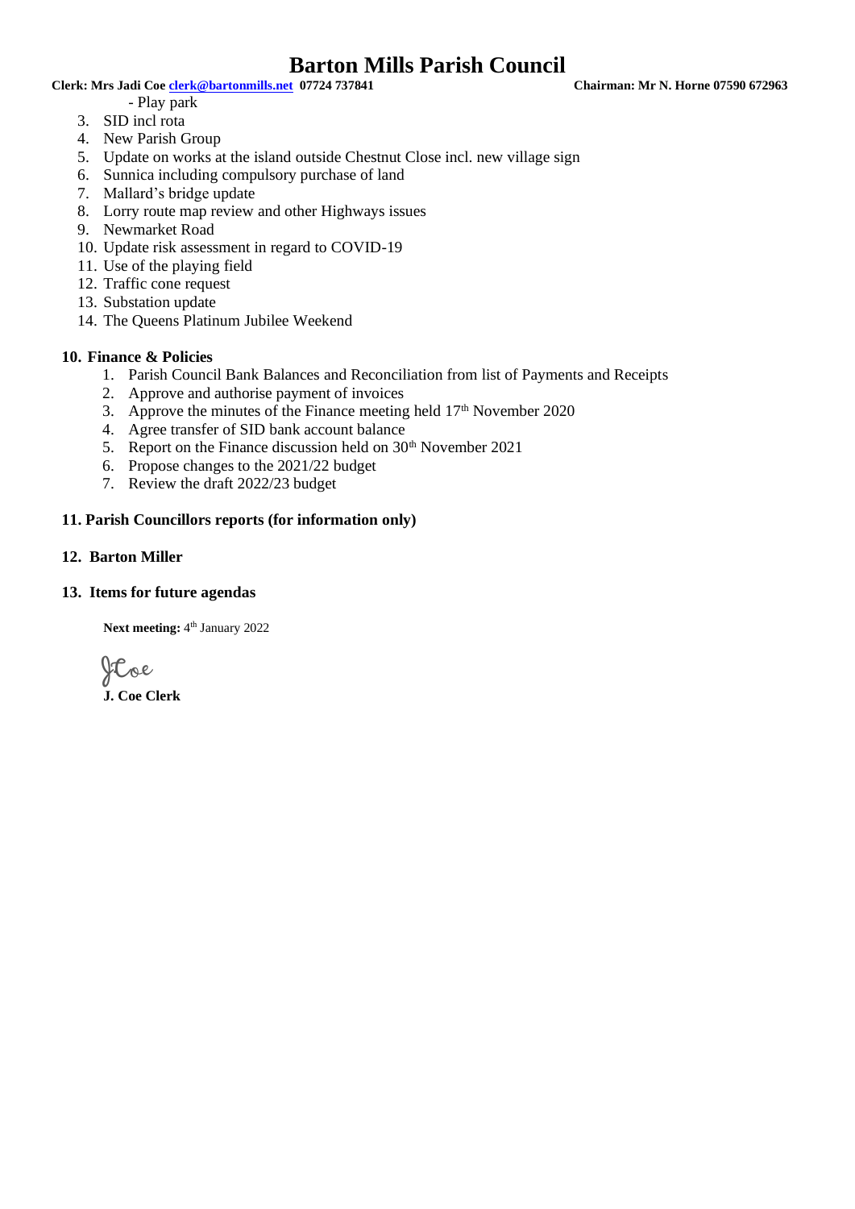- Play park

3. SID incl rota
4. New Parish Group
5. Update on works at the island outside Chestnut Close incl. new village sign
6. Sunnica including compulsory purchase of land
7. Mallard's bridge update
8. Lorry route map review and other Highways issues
9. Newmarket Road
10. Update risk assessment in regard to COVID-19
11. Use of the playing field
12. Traffic cone request
13. Substation update
14. The Queens Platinum Jubilee Weekend

**10. Finance & Policies**

1. Parish Council Bank Balances and Reconciliation from list of Payments and Receipts
2. Approve and authorise payment of invoices
3. Approve the minutes of the Finance meeting held 17th November 2020
4. Agree transfer of SID bank account balance
5. Report on the Finance discussion held on 30th November 2021
6. Propose changes to the 2021/22 budget
7. Review the draft 2022/23 budget

**11. Parish Councillors reports (for information only)**

**12. Barton Miller**

**13. Items for future agendas**

**Next meeting:** 4th January 2022

JCoe

**J. Coe Clerk**